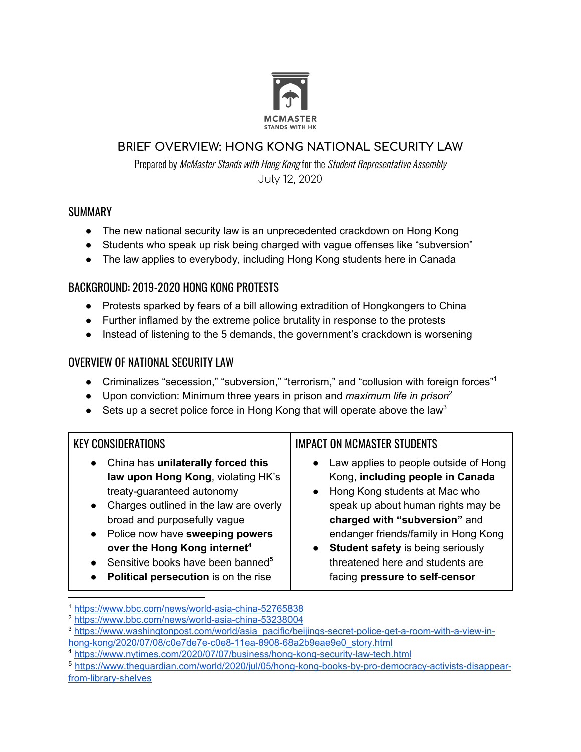MCMASTER
STANDS WITH HK

# BRIEF OVERVIEW: HONG KONG NATIONAL SECURITY LAW

Prepared by *McMaster Stands with Hong Kong* for the *Student Representative Assembly*
July 12, 2020

## SUMMARY

- The new national security law is an unprecedented crackdown on Hong Kong
- Students who speak up risk being charged with vague offenses like "subversion"
- The law applies to everybody, including Hong Kong students here in Canada

## BACKGROUND: 2019-2020 HONG KONG PROTESTS

- Protests sparked by fears of a bill allowing extradition of Hongkongers to China
- Further inflamed by the extreme police brutality in response to the protests
- Instead of listening to the 5 demands, the government's crackdown is worsening

## OVERVIEW OF NATIONAL SECURITY LAW

- Criminalizes "secession," "subversion," "terrorism," and "collusion with foreign forces"[1]
- Upon conviction: Minimum three years in prison and *maximum life in prison*[2]
- Sets up a secret police force in Hong Kong that will operate above the law[3]

| KEY CONSIDERATIONS | IMPACT ON MCMASTER STUDENTS |
|---|---|
| • China has **unilaterally forced this law upon Hong Kong**, violating HK's treaty-guaranteed autonomy<br>• Charges outlined in the law are overly broad and purposefully vague<br>• Police now have **sweeping powers over the Hong Kong internet**[4]<br>• Sensitive books have been banned[5]<br>• **Political persecution** is on the rise | • Law applies to people outside of Hong Kong, **including people in Canada**<br>• Hong Kong students at Mac who speak up about human rights may be **charged with "subversion"** and endanger friends/family in Hong Kong<br>• **Student safety** is being seriously threatened here and students are facing **pressure to self-censor** |

---

[1] https://www.bbc.com/news/world-asia-china-52765838
[2] https://www.bbc.com/news/world-asia-china-53238004
[3] https://www.washingtonpost.com/world/asia_pacific/beijings-secret-police-get-a-room-with-a-view-in-hong-kong/2020/07/08/c0e7de7e-c0e8-11ea-8908-68a2b9eae9e0_story.html
[4] https://www.nytimes.com/2020/07/07/business/hong-kong-security-law-tech.html
[5] https://www.theguardian.com/world/2020/jul/05/hong-kong-books-by-pro-democracy-activists-disappear-from-library-shelves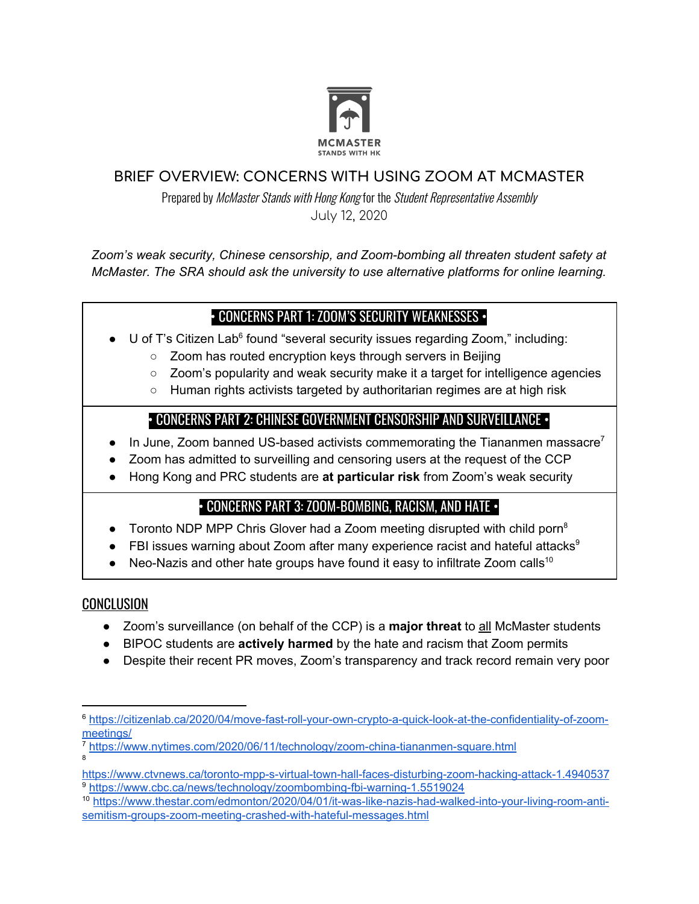MCMASTER
STANDS WITH HK

# BRIEF OVERVIEW: CONCERNS WITH USING ZOOM AT MCMASTER

Prepared by *McMaster Stands with Hong Kong* for the *Student Representative Assembly*
July 12, 2020

*Zoom's weak security, Chinese censorship, and Zoom-bombing all threaten student safety at McMaster. The SRA should ask the university to use alternative platforms for online learning.*

## • CONCERNS PART 1: ZOOM'S SECURITY WEAKNESSES •

- U of T's Citizen Lab[6] found "several security issues regarding Zoom," including:
  - Zoom has routed encryption keys through servers in Beijing
  - Zoom's popularity and weak security make it a target for intelligence agencies
  - Human rights activists targeted by authoritarian regimes are at high risk

## • CONCERNS PART 2: CHINESE GOVERNMENT CENSORSHIP AND SURVEILLANCE •

- In June, Zoom banned US-based activists commemorating the Tiananmen massacre[7]
- Zoom has admitted to surveilling and censoring users at the request of the CCP
- Hong Kong and PRC students are **at particular risk** from Zoom's weak security

## • CONCERNS PART 3: ZOOM-BOMBING, RACISM, AND HATE •

- Toronto NDP MPP Chris Glover had a Zoom meeting disrupted with child porn[8]
- FBI issues warning about Zoom after many experience racist and hateful attacks[9]
- Neo-Nazis and other hate groups have found it easy to infiltrate Zoom calls[10]

## CONCLUSION

- Zoom's surveillance (on behalf of the CCP) is a **major threat** to all McMaster students
- BIPOC students are **actively harmed** by the hate and racism that Zoom permits
- Despite their recent PR moves, Zoom's transparency and track record remain very poor

---

[6] https://citizenlab.ca/2020/04/move-fast-roll-your-own-crypto-a-quick-look-at-the-confidentiality-of-zoom-meetings/

[7] https://www.nytimes.com/2020/06/11/technology/zoom-china-tiananmen-square.html

[8] https://www.ctvnews.ca/toronto-mpp-s-virtual-town-hall-faces-disturbing-zoom-hacking-attack-1.4940537

[9] https://www.cbc.ca/news/technology/zoombombing-fbi-warning-1.5519024

[10] https://www.thestar.com/edmonton/2020/04/01/it-was-like-nazis-had-walked-into-your-living-room-anti-semitism-groups-zoom-meeting-crashed-with-hateful-messages.html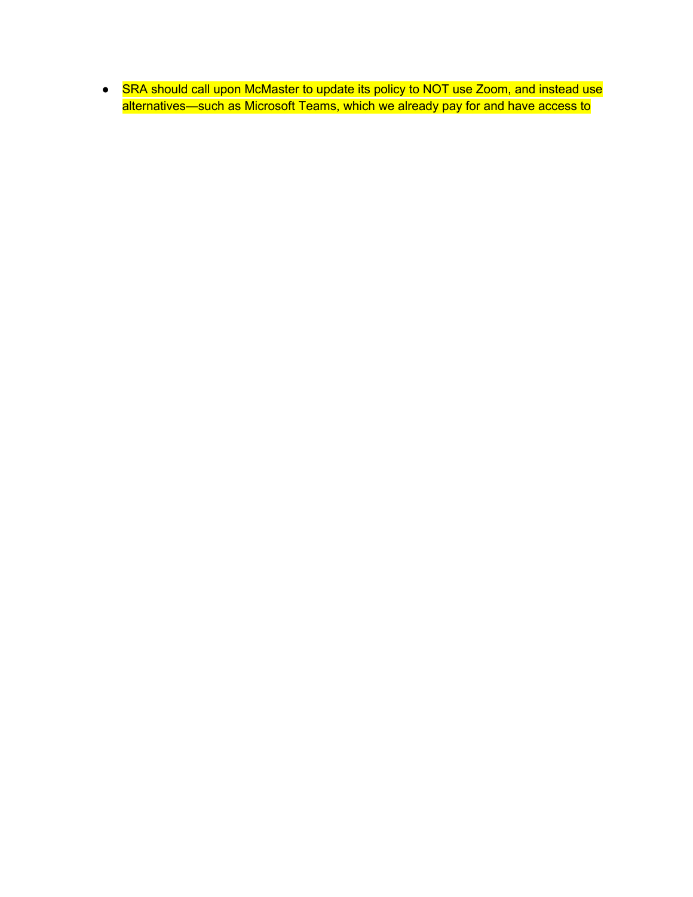- SRA should call upon McMaster to update its policy to NOT use Zoom, and instead use alternatives—such as Microsoft Teams, which we already pay for and have access to